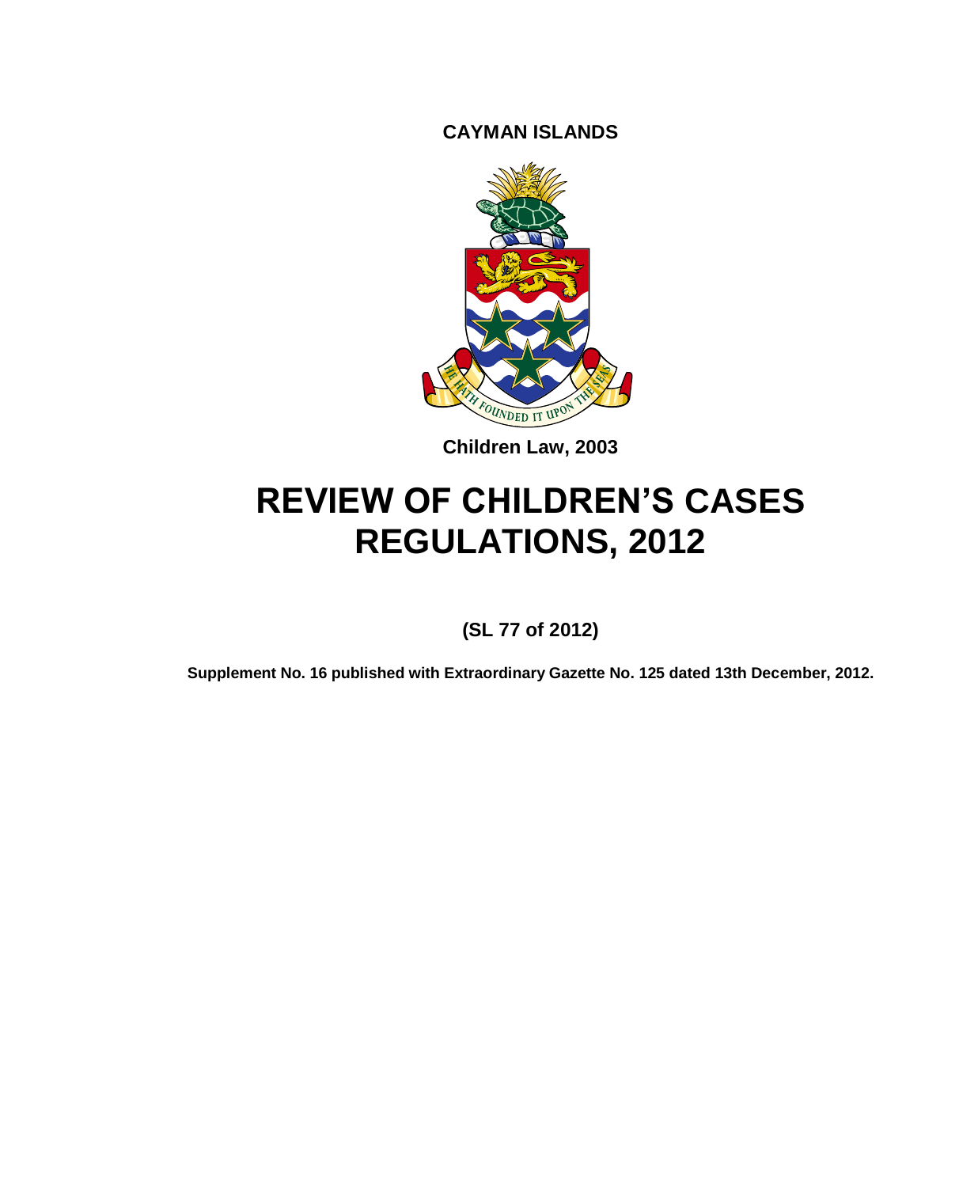**CAYMAN ISLANDS**

**Children Law, 2003**

# REVIEW OF CHILDREN'S CASES REGULATIONS, 2012

**(SL 77 of 2012)**

**Supplement No. 16 published with Extraordinary Gazette No. 125 dated 13th December, 2012.**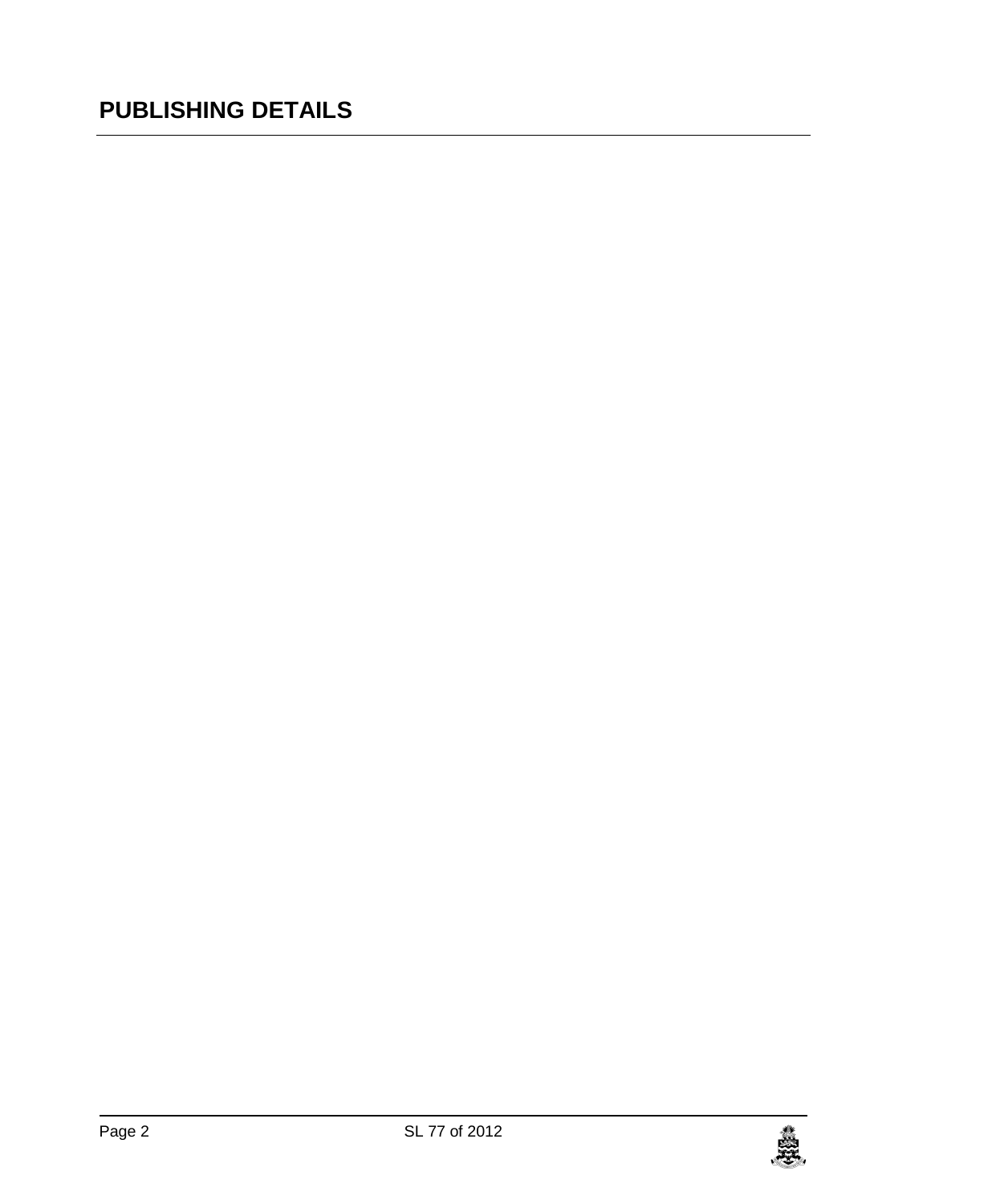## PUBLISHING DETAILS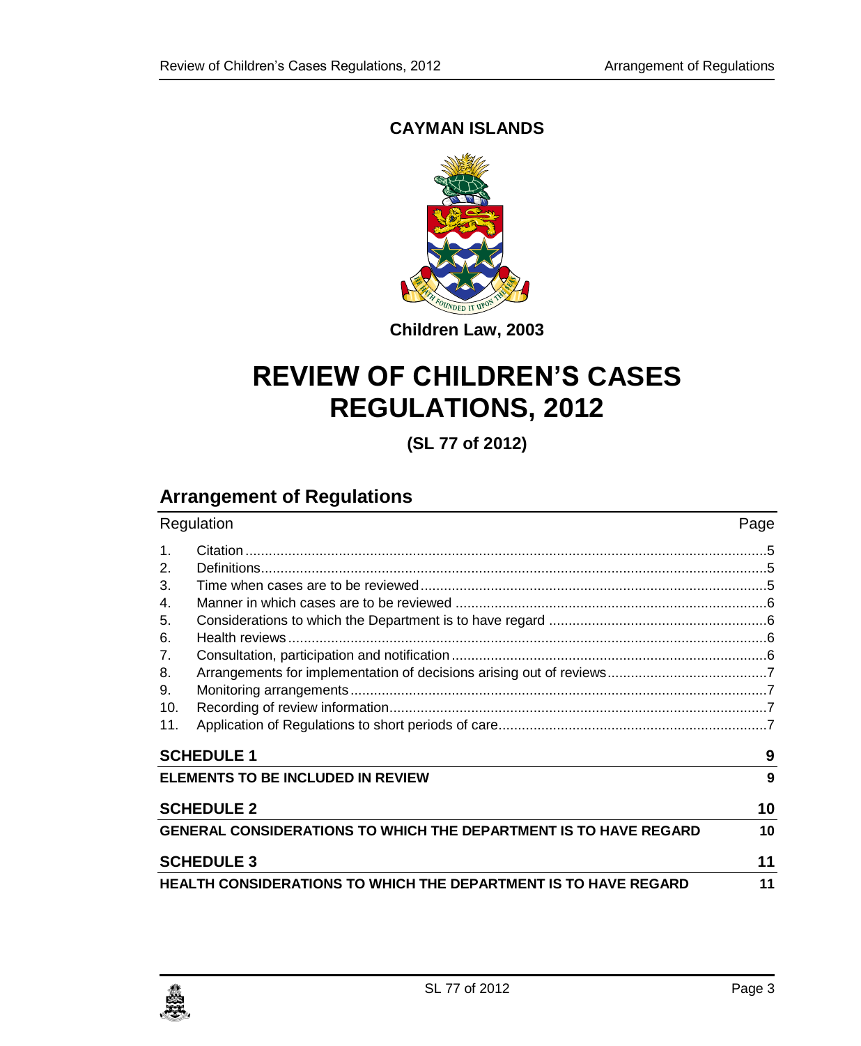**CAYMAN ISLANDS**

**Children Law, 2003**

# REVIEW OF CHILDREN'S CASES REGULATIONS, 2012

**(SL 77 of 2012)**

## Arrangement of Regulations

| Regulation | | Page |
|---|---|---|
| 1. | Citation | 5 |
| 2. | Definitions | 5 |
| 3. | Time when cases are to be reviewed | 5 |
| 4. | Manner in which cases are to be reviewed | 6 |
| 5. | Considerations to which the Department is to have regard | 6 |
| 6. | Health reviews | 6 |
| 7. | Consultation, participation and notification | 6 |
| 8. | Arrangements for implementation of decisions arising out of reviews | 7 |
| 9. | Monitoring arrangements | 7 |
| 10. | Recording of review information | 7 |
| 11. | Application of Regulations to short periods of care | 7 |

| | Page |
|---|---|
| **SCHEDULE 1** | **9** |
| **ELEMENTS TO BE INCLUDED IN REVIEW** | **9** |
| **SCHEDULE 2** | **10** |
| **GENERAL CONSIDERATIONS TO WHICH THE DEPARTMENT IS TO HAVE REGARD** | **10** |
| **SCHEDULE 3** | **11** |
| **HEALTH CONSIDERATIONS TO WHICH THE DEPARTMENT IS TO HAVE REGARD** | **11** |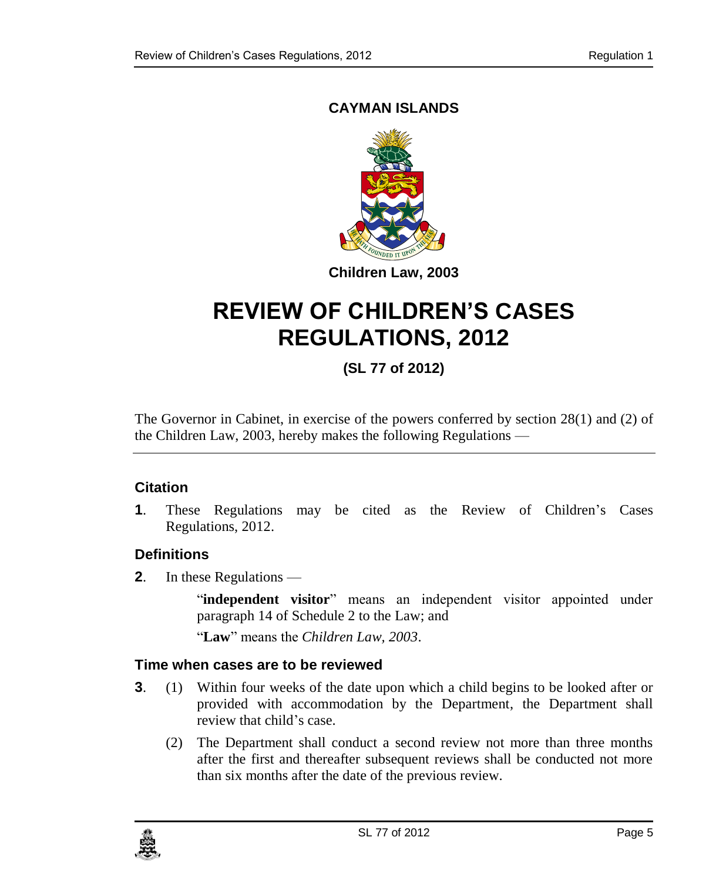**CAYMAN ISLANDS**

**Children Law, 2003**

# REVIEW OF CHILDREN'S CASES REGULATIONS, 2012

**(SL 77 of 2012)**

The Governor in Cabinet, in exercise of the powers conferred by section 28(1) and (2) of the Children Law, 2003, hereby makes the following Regulations —

### Citation

**1**. These Regulations may be cited as the Review of Children's Cases Regulations, 2012.

### Definitions

**2**. In these Regulations —

"**independent visitor**" means an independent visitor appointed under paragraph 14 of Schedule 2 to the Law; and

"**Law**" means the *Children Law, 2003*.

### Time when cases are to be reviewed

**3**. (1) Within four weeks of the date upon which a child begins to be looked after or provided with accommodation by the Department, the Department shall review that child's case.

(2) The Department shall conduct a second review not more than three months after the first and thereafter subsequent reviews shall be conducted not more than six months after the date of the previous review.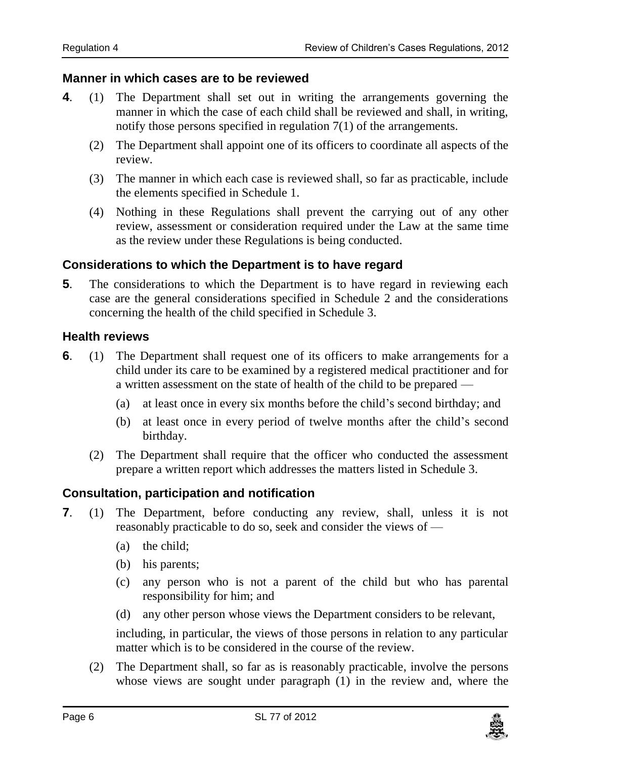### Manner in which cases are to be reviewed

**4**. (1) The Department shall set out in writing the arrangements governing the manner in which the case of each child shall be reviewed and shall, in writing, notify those persons specified in regulation 7(1) of the arrangements.

(2) The Department shall appoint one of its officers to coordinate all aspects of the review.

(3) The manner in which each case is reviewed shall, so far as practicable, include the elements specified in Schedule 1.

(4) Nothing in these Regulations shall prevent the carrying out of any other review, assessment or consideration required under the Law at the same time as the review under these Regulations is being conducted.

### Considerations to which the Department is to have regard

**5**. The considerations to which the Department is to have regard in reviewing each case are the general considerations specified in Schedule 2 and the considerations concerning the health of the child specified in Schedule 3.

### Health reviews

**6**. (1) The Department shall request one of its officers to make arrangements for a child under its care to be examined by a registered medical practitioner and for a written assessment on the state of health of the child to be prepared —

(a) at least once in every six months before the child's second birthday; and

(b) at least once in every period of twelve months after the child's second birthday.

(2) The Department shall require that the officer who conducted the assessment prepare a written report which addresses the matters listed in Schedule 3.

### Consultation, participation and notification

**7**. (1) The Department, before conducting any review, shall, unless it is not reasonably practicable to do so, seek and consider the views of —

(a) the child;

(b) his parents;

(c) any person who is not a parent of the child but who has parental responsibility for him; and

(d) any other person whose views the Department considers to be relevant,

including, in particular, the views of those persons in relation to any particular matter which is to be considered in the course of the review.

(2) The Department shall, so far as is reasonably practicable, involve the persons whose views are sought under paragraph (1) in the review and, where the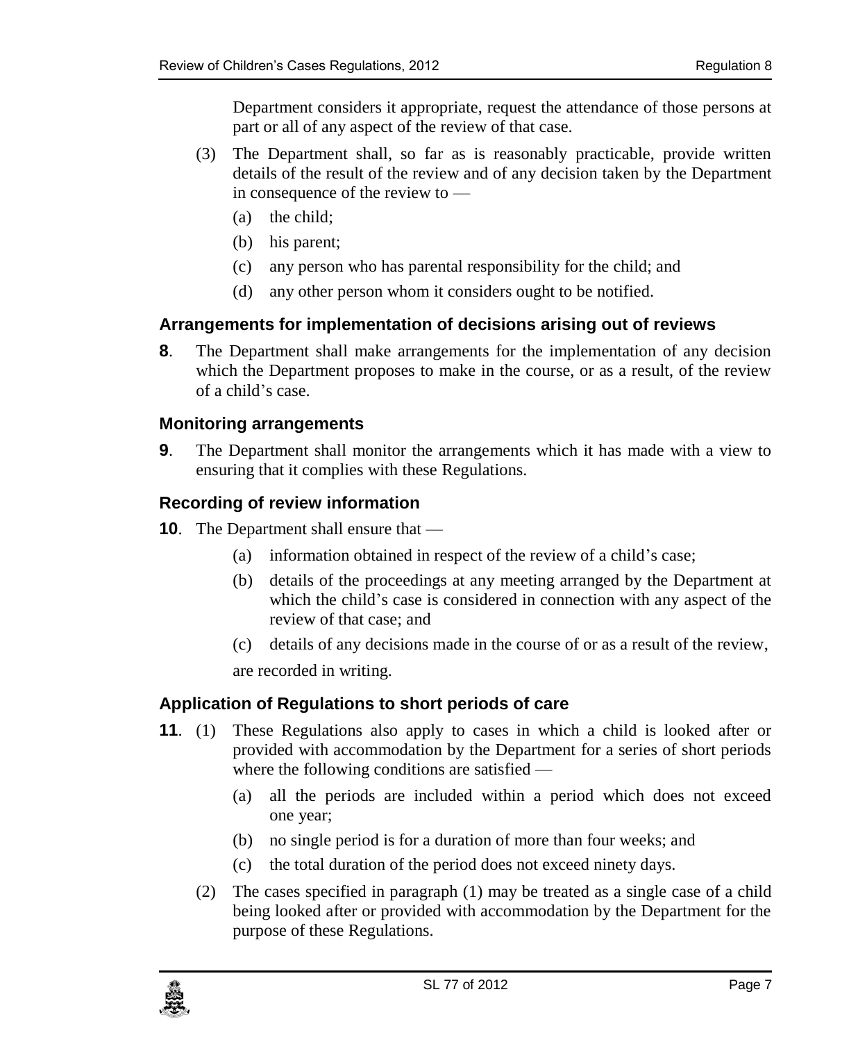Department considers it appropriate, request the attendance of those persons at part or all of any aspect of the review of that case.

(3) The Department shall, so far as is reasonably practicable, provide written details of the result of the review and of any decision taken by the Department in consequence of the review to —

(a) the child;

(b) his parent;

(c) any person who has parental responsibility for the child; and

(d) any other person whom it considers ought to be notified.

### Arrangements for implementation of decisions arising out of reviews

**8**. The Department shall make arrangements for the implementation of any decision which the Department proposes to make in the course, or as a result, of the review of a child's case.

### Monitoring arrangements

**9**. The Department shall monitor the arrangements which it has made with a view to ensuring that it complies with these Regulations.

### Recording of review information

**10**. The Department shall ensure that —

(a) information obtained in respect of the review of a child's case;

(b) details of the proceedings at any meeting arranged by the Department at which the child's case is considered in connection with any aspect of the review of that case; and

(c) details of any decisions made in the course of or as a result of the review,

are recorded in writing.

### Application of Regulations to short periods of care

**11**. (1) These Regulations also apply to cases in which a child is looked after or provided with accommodation by the Department for a series of short periods where the following conditions are satisfied —

(a) all the periods are included within a period which does not exceed one year;

(b) no single period is for a duration of more than four weeks; and

(c) the total duration of the period does not exceed ninety days.

(2) The cases specified in paragraph (1) may be treated as a single case of a child being looked after or provided with accommodation by the Department for the purpose of these Regulations.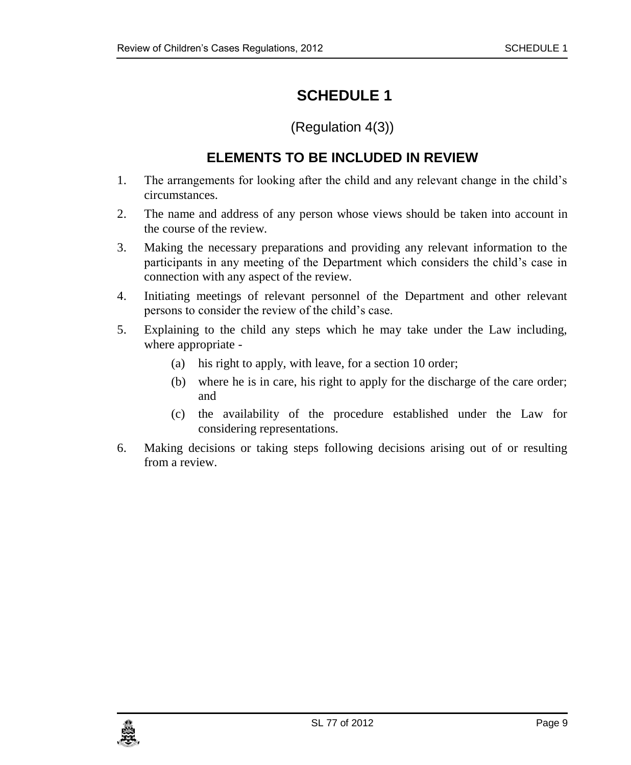# SCHEDULE 1

(Regulation 4(3))

## ELEMENTS TO BE INCLUDED IN REVIEW

1. The arrangements for looking after the child and any relevant change in the child's circumstances.
2. The name and address of any person whose views should be taken into account in the course of the review.
3. Making the necessary preparations and providing any relevant information to the participants in any meeting of the Department which considers the child's case in connection with any aspect of the review.
4. Initiating meetings of relevant personnel of the Department and other relevant persons to consider the review of the child's case.
5. Explaining to the child any steps which he may take under the Law including, where appropriate -
   - (a) his right to apply, with leave, for a section 10 order;
   - (b) where he is in care, his right to apply for the discharge of the care order; and
   - (c) the availability of the procedure established under the Law for considering representations.
6. Making decisions or taking steps following decisions arising out of or resulting from a review.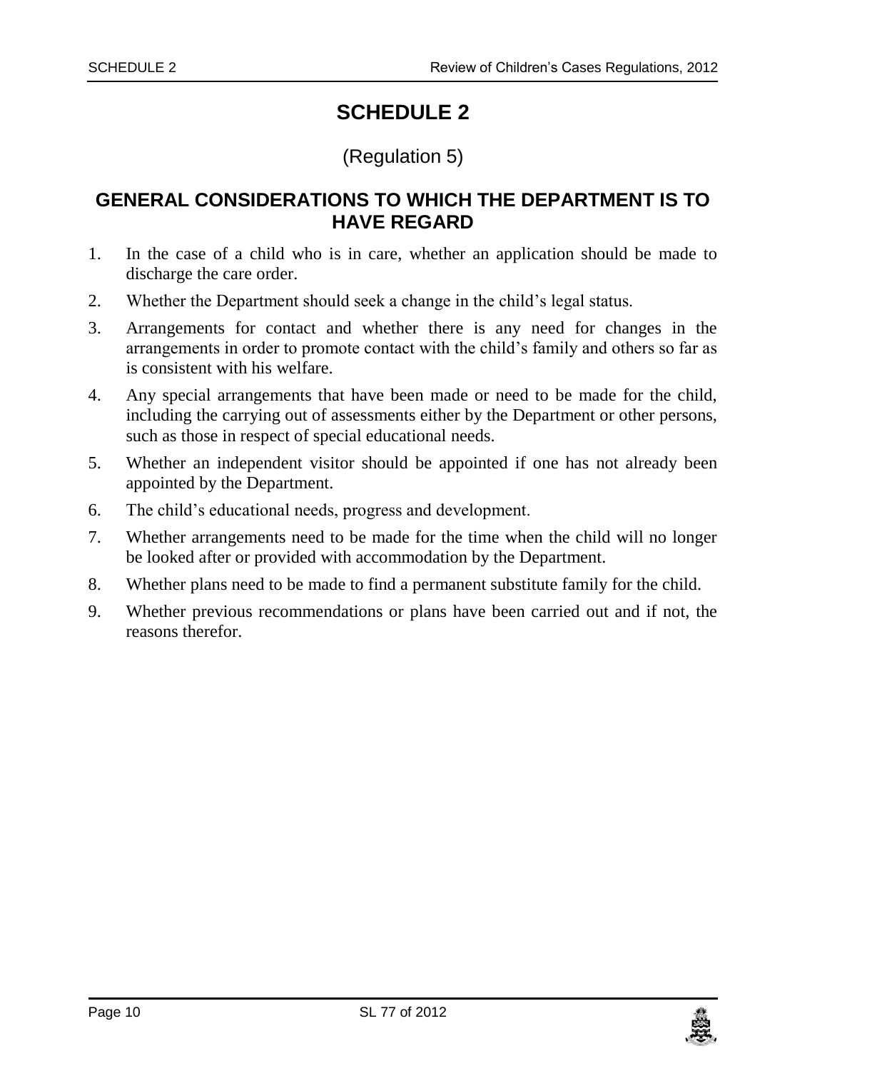# SCHEDULE 2

(Regulation 5)

## GENERAL CONSIDERATIONS TO WHICH THE DEPARTMENT IS TO HAVE REGARD

1. In the case of a child who is in care, whether an application should be made to discharge the care order.
2. Whether the Department should seek a change in the child's legal status.
3. Arrangements for contact and whether there is any need for changes in the arrangements in order to promote contact with the child's family and others so far as is consistent with his welfare.
4. Any special arrangements that have been made or need to be made for the child, including the carrying out of assessments either by the Department or other persons, such as those in respect of special educational needs.
5. Whether an independent visitor should be appointed if one has not already been appointed by the Department.
6. The child's educational needs, progress and development.
7. Whether arrangements need to be made for the time when the child will no longer be looked after or provided with accommodation by the Department.
8. Whether plans need to be made to find a permanent substitute family for the child.
9. Whether previous recommendations or plans have been carried out and if not, the reasons therefor.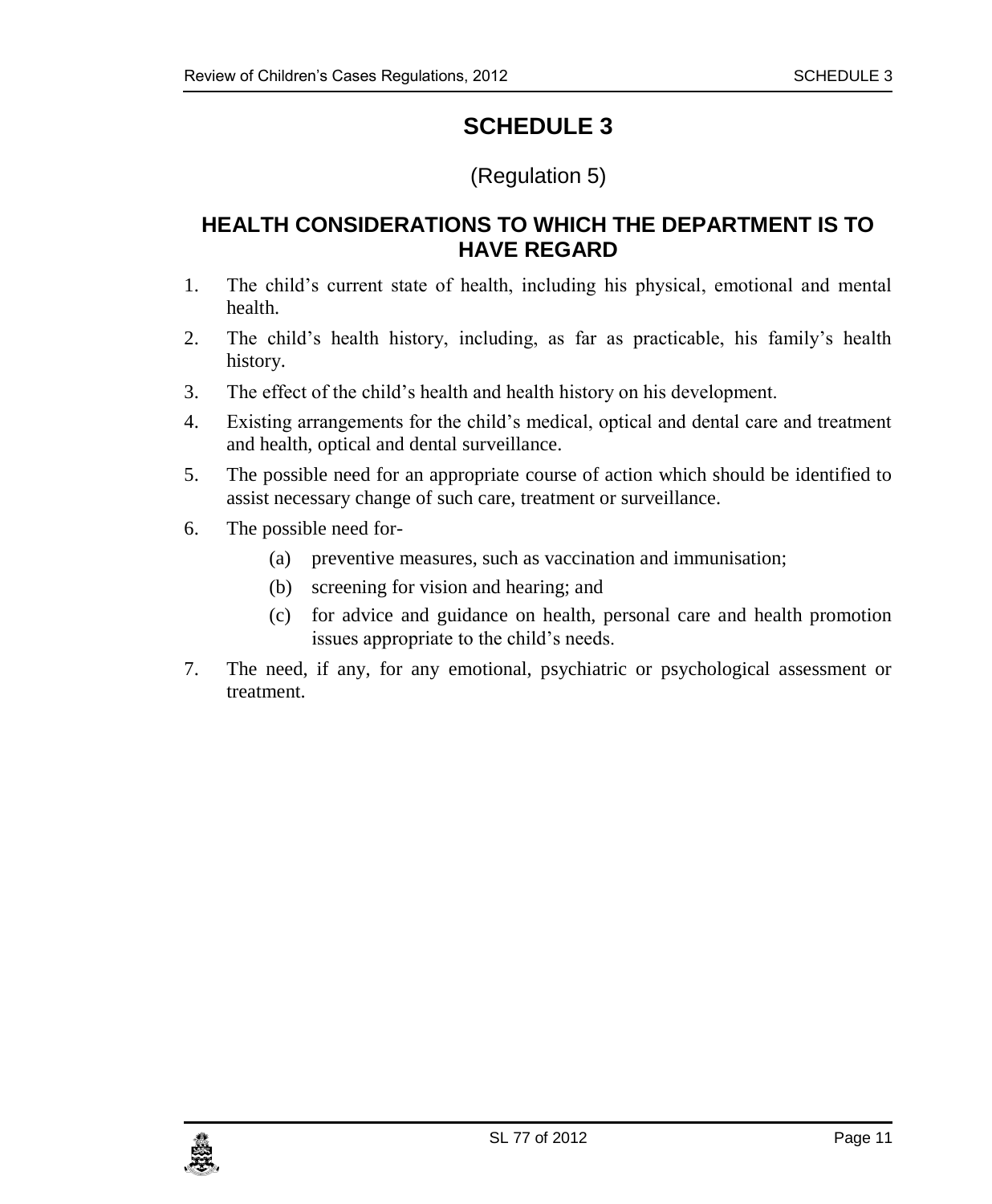# SCHEDULE 3

(Regulation 5)

## HEALTH CONSIDERATIONS TO WHICH THE DEPARTMENT IS TO HAVE REGARD

1. The child's current state of health, including his physical, emotional and mental health.
2. The child's health history, including, as far as practicable, his family's health history.
3. The effect of the child's health and health history on his development.
4. Existing arrangements for the child's medical, optical and dental care and treatment and health, optical and dental surveillance.
5. The possible need for an appropriate course of action which should be identified to assist necessary change of such care, treatment or surveillance.
6. The possible need for-
   - (a) preventive measures, such as vaccination and immunisation;
   - (b) screening for vision and hearing; and
   - (c) for advice and guidance on health, personal care and health promotion issues appropriate to the child's needs.
7. The need, if any, for any emotional, psychiatric or psychological assessment or treatment.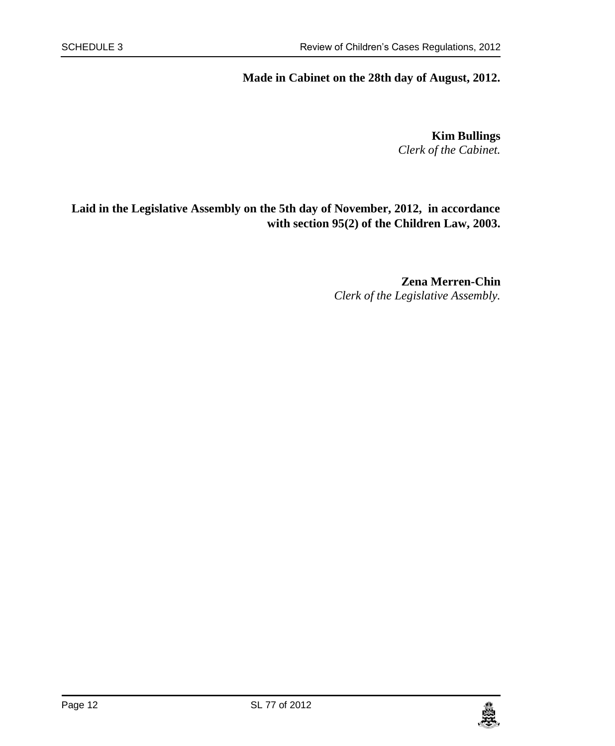**Made in Cabinet on the 28th day of August, 2012.**

**Kim Bullings**
*Clerk of the Cabinet.*

**Laid in the Legislative Assembly on the 5th day of November, 2012, in accordance with section 95(2) of the Children Law, 2003.**

**Zena Merren-Chin**
*Clerk of the Legislative Assembly.*